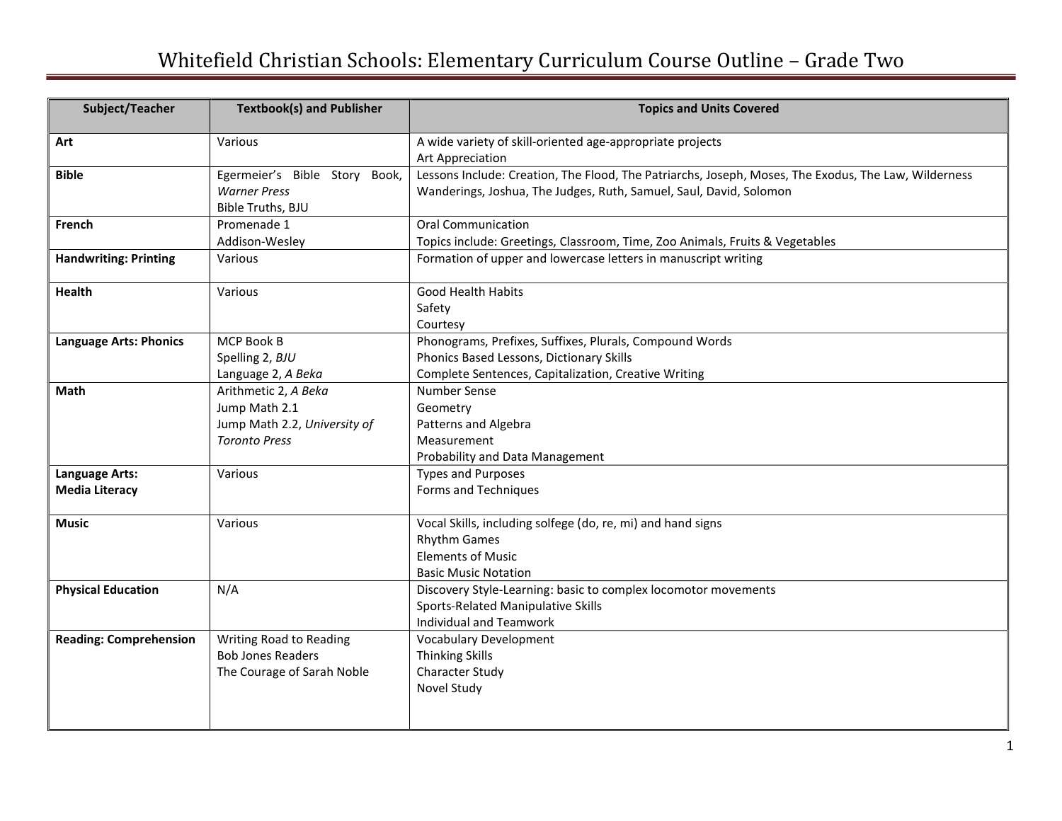# Whitefield Christian Schools: Elementary Curriculum Course Outline – Grade Two

| Subject/Teacher | Textbook(s) and Publisher | Topics and Units Covered |
|---|---|---|
| **Art** | Various | A wide variety of skill-oriented age-appropriate projects<br>Art Appreciation |
| **Bible** | Egermeier's Bible Story Book, *Warner Press*<br>Bible Truths, BJU | Lessons Include: Creation, The Flood, The Patriarchs, Joseph, Moses, The Exodus, The Law, Wilderness Wanderings, Joshua, The Judges, Ruth, Samuel, Saul, David, Solomon |
| **French** | Promenade 1<br>Addison-Wesley | Oral Communication<br>Topics include: Greetings, Classroom, Time, Zoo Animals, Fruits & Vegetables |
| **Handwriting: Printing** | Various | Formation of upper and lowercase letters in manuscript writing |
| **Health** | Various | Good Health Habits<br>Safety<br>Courtesy |
| **Language Arts: Phonics** | MCP Book B<br>Spelling 2, *BJU*<br>Language 2, *A Beka* | Phonograms, Prefixes, Suffixes, Plurals, Compound Words<br>Phonics Based Lessons, Dictionary Skills<br>Complete Sentences, Capitalization, Creative Writing |
| **Math** | Arithmetic 2, *A Beka*<br>Jump Math 2.1<br>Jump Math 2.2, *University of Toronto Press* | Number Sense<br>Geometry<br>Patterns and Algebra<br>Measurement<br>Probability and Data Management |
| **Language Arts: Media Literacy** | Various | Types and Purposes<br>Forms and Techniques |
| **Music** | Various | Vocal Skills, including solfege (do, re, mi) and hand signs<br>Rhythm Games<br>Elements of Music<br>Basic Music Notation |
| **Physical Education** | N/A | Discovery Style-Learning: basic to complex locomotor movements<br>Sports-Related Manipulative Skills<br>Individual and Teamwork |
| **Reading: Comprehension** | Writing Road to Reading<br>Bob Jones Readers<br>The Courage of Sarah Noble | Vocabulary Development<br>Thinking Skills<br>Character Study<br>Novel Study |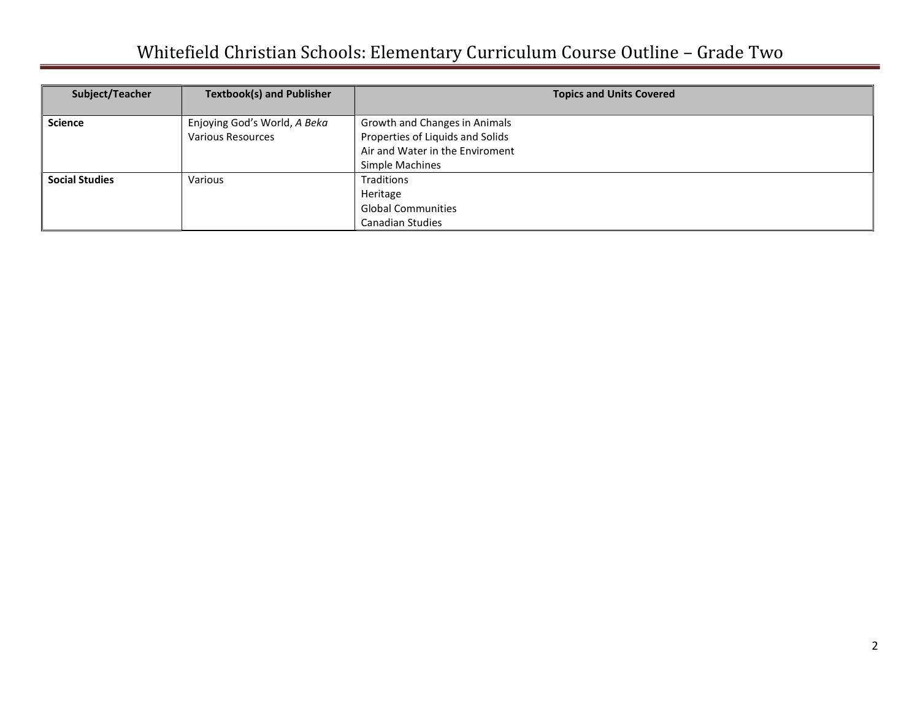| Subject/Teacher | Textbook(s) and Publisher | Topics and Units Covered |
|---|---|---|
| **Science** | Enjoying God's World, *A Beka*<br>Various Resources | Growth and Changes in Animals<br>Properties of Liquids and Solids<br>Air and Water in the Enviroment<br>Simple Machines |
| **Social Studies** | Various | Traditions<br>Heritage<br>Global Communities<br>Canadian Studies |